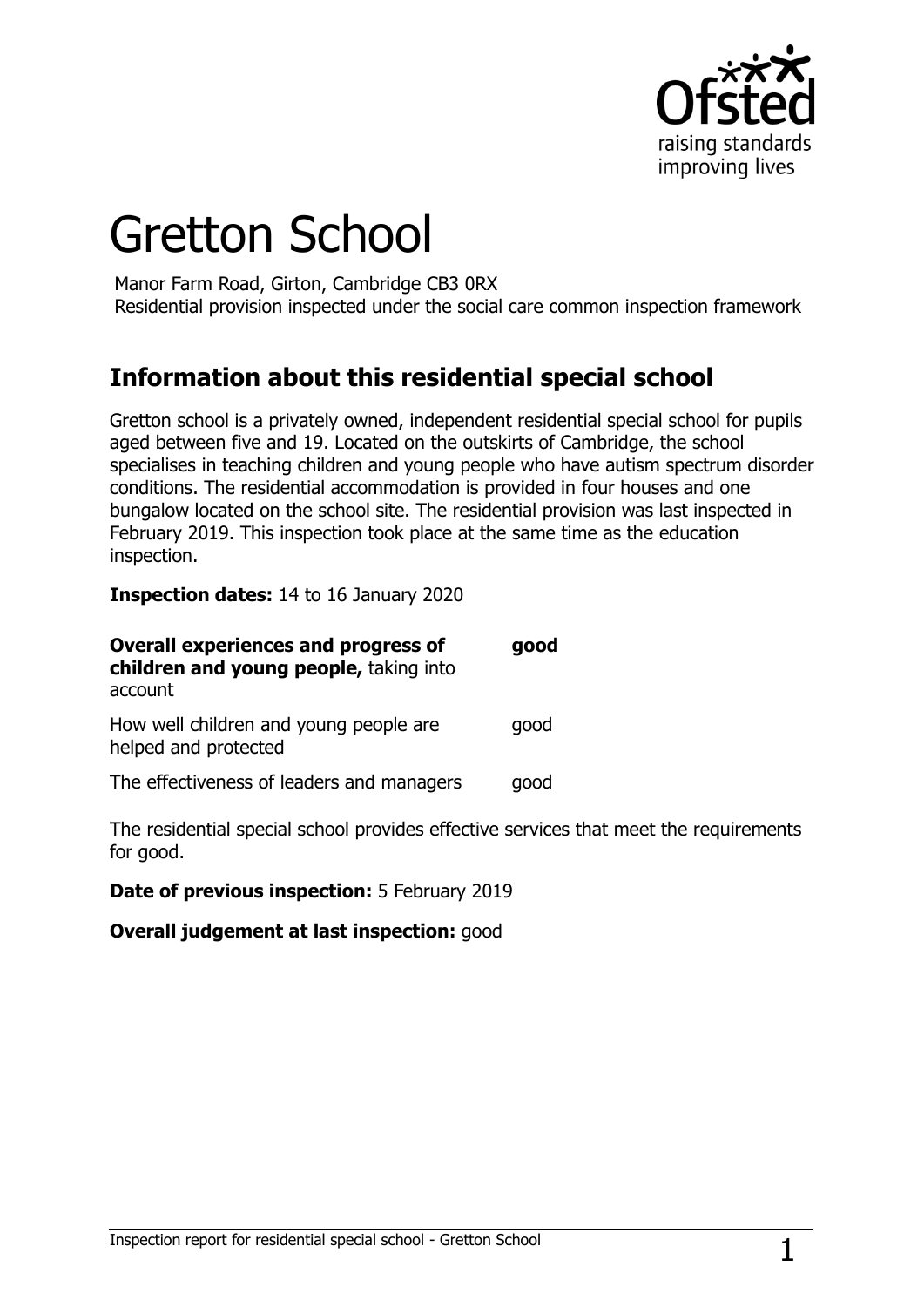# Gretton School

Manor Farm Road, Girton, Cambridge CB3 0RX
Residential provision inspected under the social care common inspection framework

## Information about this residential special school

Gretton school is a privately owned, independent residential special school for pupils aged between five and 19. Located on the outskirts of Cambridge, the school specialises in teaching children and young people who have autism spectrum disorder conditions. The residential accommodation is provided in four houses and one bungalow located on the school site. The residential provision was last inspected in February 2019. This inspection took place at the same time as the education inspection.

**Inspection dates:** 14 to 16 January 2020

| | |
|---|---|
| **Overall experiences and progress of children and young people,** taking into account | **good** |
| How well children and young people are helped and protected | good |
| The effectiveness of leaders and managers | good |

The residential special school provides effective services that meet the requirements for good.

**Date of previous inspection:** 5 February 2019

**Overall judgement at last inspection:** good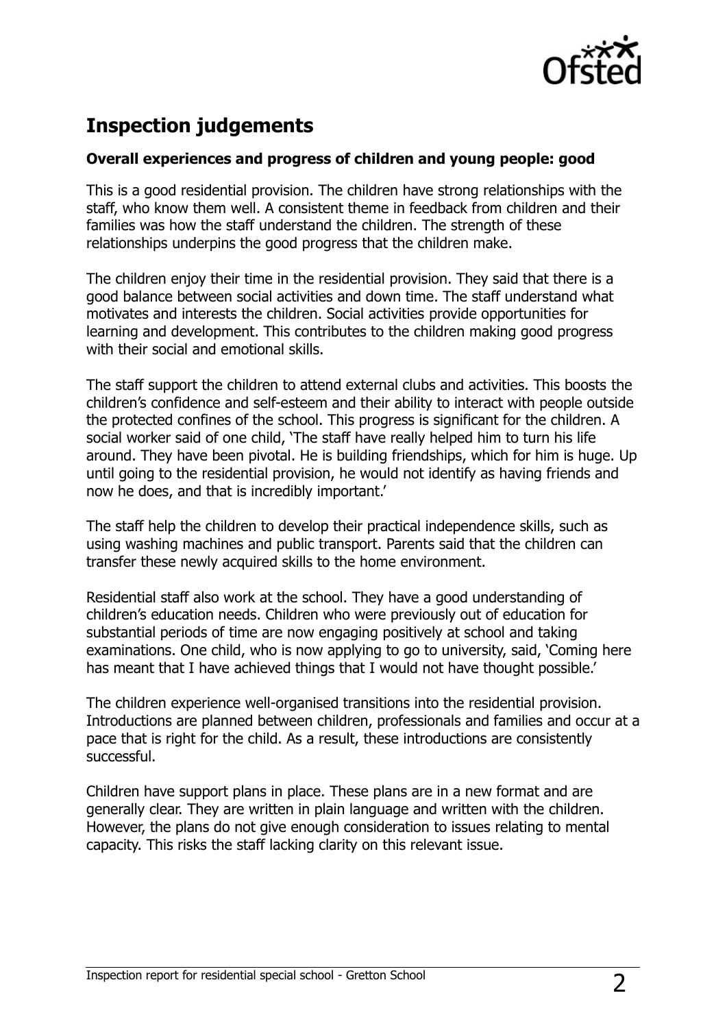## Inspection judgements

**Overall experiences and progress of children and young people: good**

This is a good residential provision. The children have strong relationships with the staff, who know them well. A consistent theme in feedback from children and their families was how the staff understand the children. The strength of these relationships underpins the good progress that the children make.

The children enjoy their time in the residential provision. They said that there is a good balance between social activities and down time. The staff understand what motivates and interests the children. Social activities provide opportunities for learning and development. This contributes to the children making good progress with their social and emotional skills.

The staff support the children to attend external clubs and activities. This boosts the children's confidence and self-esteem and their ability to interact with people outside the protected confines of the school. This progress is significant for the children. A social worker said of one child, 'The staff have really helped him to turn his life around. They have been pivotal. He is building friendships, which for him is huge. Up until going to the residential provision, he would not identify as having friends and now he does, and that is incredibly important.'

The staff help the children to develop their practical independence skills, such as using washing machines and public transport. Parents said that the children can transfer these newly acquired skills to the home environment.

Residential staff also work at the school. They have a good understanding of children's education needs. Children who were previously out of education for substantial periods of time are now engaging positively at school and taking examinations. One child, who is now applying to go to university, said, 'Coming here has meant that I have achieved things that I would not have thought possible.'

The children experience well-organised transitions into the residential provision. Introductions are planned between children, professionals and families and occur at a pace that is right for the child. As a result, these introductions are consistently successful.

Children have support plans in place. These plans are in a new format and are generally clear. They are written in plain language and written with the children. However, the plans do not give enough consideration to issues relating to mental capacity. This risks the staff lacking clarity on this relevant issue.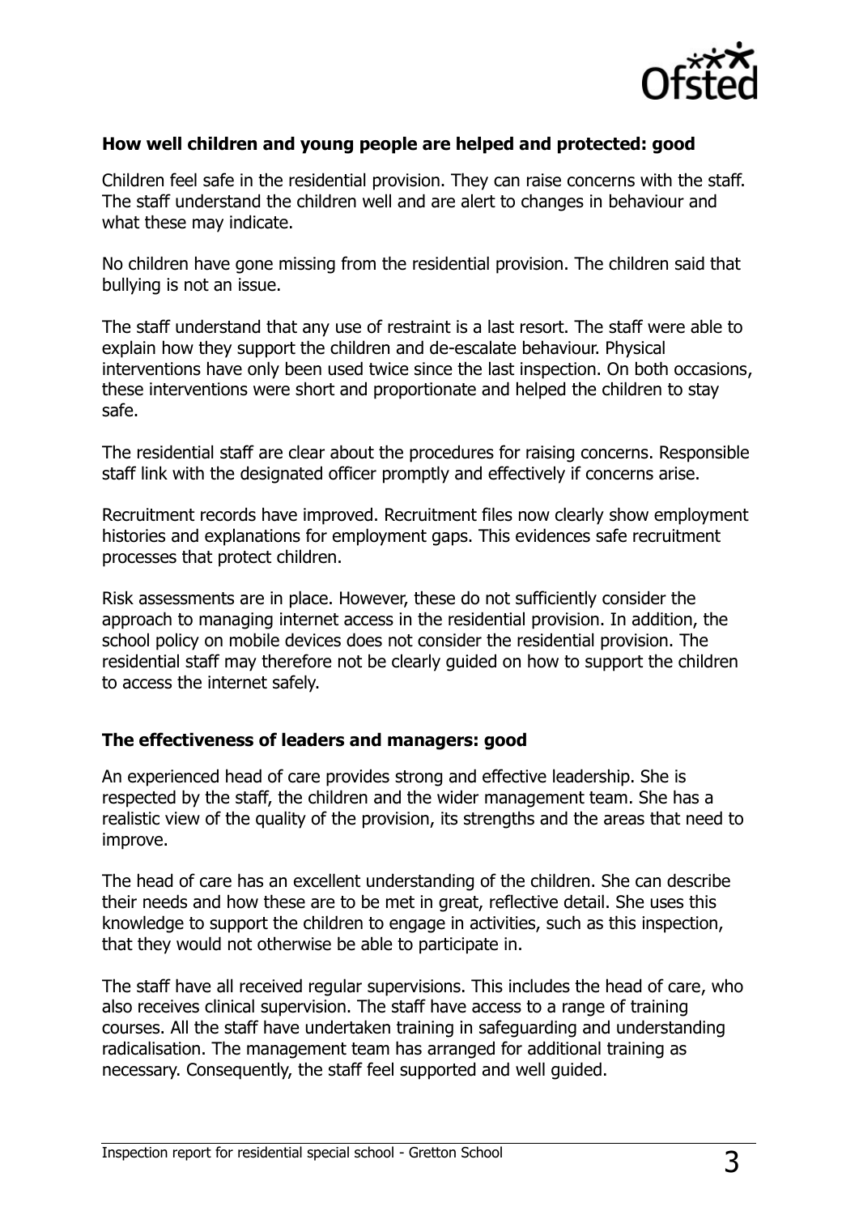**How well children and young people are helped and protected: good**

Children feel safe in the residential provision. They can raise concerns with the staff. The staff understand the children well and are alert to changes in behaviour and what these may indicate.

No children have gone missing from the residential provision. The children said that bullying is not an issue.

The staff understand that any use of restraint is a last resort. The staff were able to explain how they support the children and de-escalate behaviour. Physical interventions have only been used twice since the last inspection. On both occasions, these interventions were short and proportionate and helped the children to stay safe.

The residential staff are clear about the procedures for raising concerns. Responsible staff link with the designated officer promptly and effectively if concerns arise.

Recruitment records have improved. Recruitment files now clearly show employment histories and explanations for employment gaps. This evidences safe recruitment processes that protect children.

Risk assessments are in place. However, these do not sufficiently consider the approach to managing internet access in the residential provision. In addition, the school policy on mobile devices does not consider the residential provision. The residential staff may therefore not be clearly guided on how to support the children to access the internet safely.

**The effectiveness of leaders and managers: good**

An experienced head of care provides strong and effective leadership. She is respected by the staff, the children and the wider management team. She has a realistic view of the quality of the provision, its strengths and the areas that need to improve.

The head of care has an excellent understanding of the children. She can describe their needs and how these are to be met in great, reflective detail. She uses this knowledge to support the children to engage in activities, such as this inspection, that they would not otherwise be able to participate in.

The staff have all received regular supervisions. This includes the head of care, who also receives clinical supervision. The staff have access to a range of training courses. All the staff have undertaken training in safeguarding and understanding radicalisation. The management team has arranged for additional training as necessary. Consequently, the staff feel supported and well guided.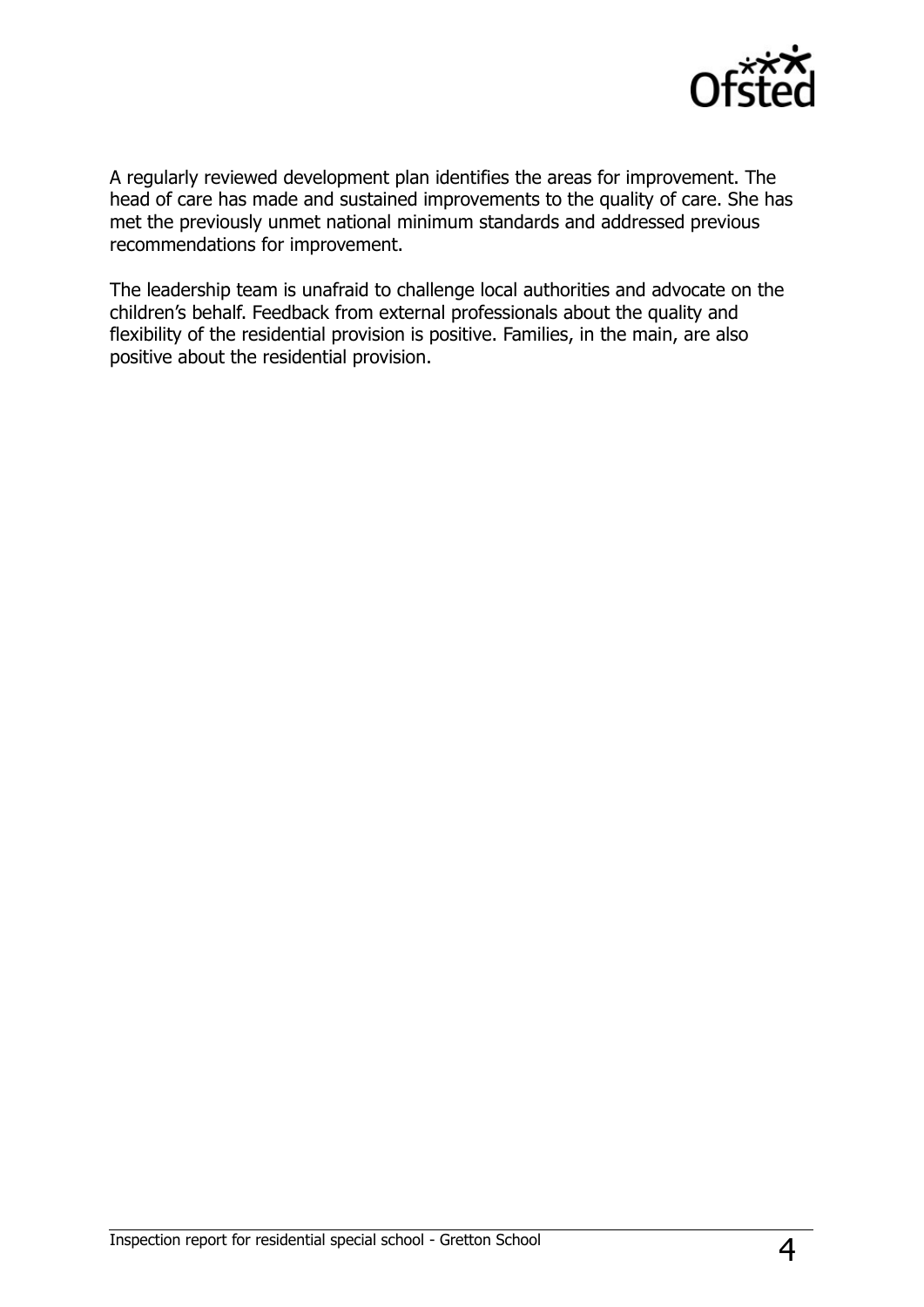A regularly reviewed development plan identifies the areas for improvement. The head of care has made and sustained improvements to the quality of care. She has met the previously unmet national minimum standards and addressed previous recommendations for improvement.

The leadership team is unafraid to challenge local authorities and advocate on the children's behalf. Feedback from external professionals about the quality and flexibility of the residential provision is positive. Families, in the main, are also positive about the residential provision.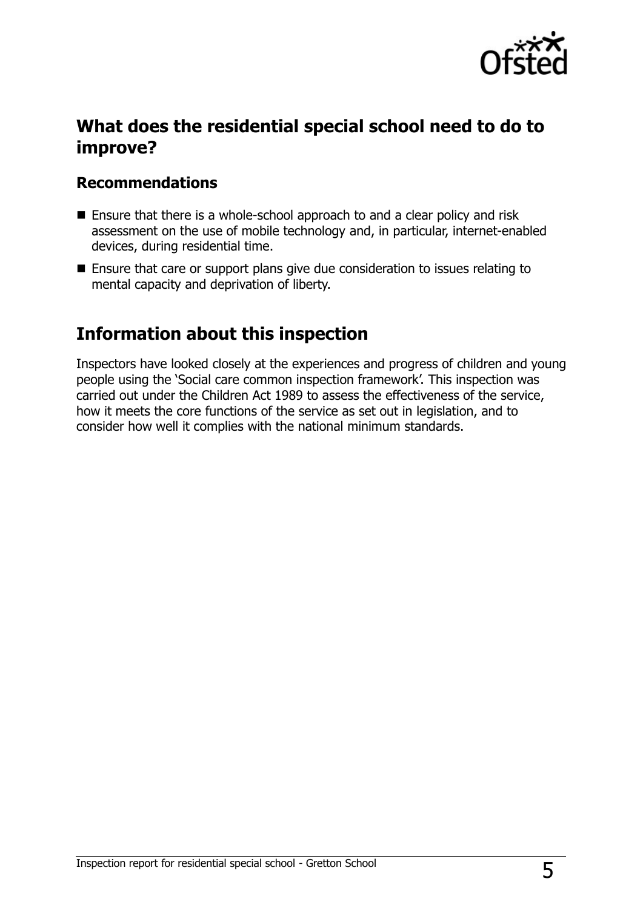## What does the residential special school need to do to improve?

### Recommendations

- Ensure that there is a whole-school approach to and a clear policy and risk assessment on the use of mobile technology and, in particular, internet-enabled devices, during residential time.
- Ensure that care or support plans give due consideration to issues relating to mental capacity and deprivation of liberty.

## Information about this inspection

Inspectors have looked closely at the experiences and progress of children and young people using the 'Social care common inspection framework'. This inspection was carried out under the Children Act 1989 to assess the effectiveness of the service, how it meets the core functions of the service as set out in legislation, and to consider how well it complies with the national minimum standards.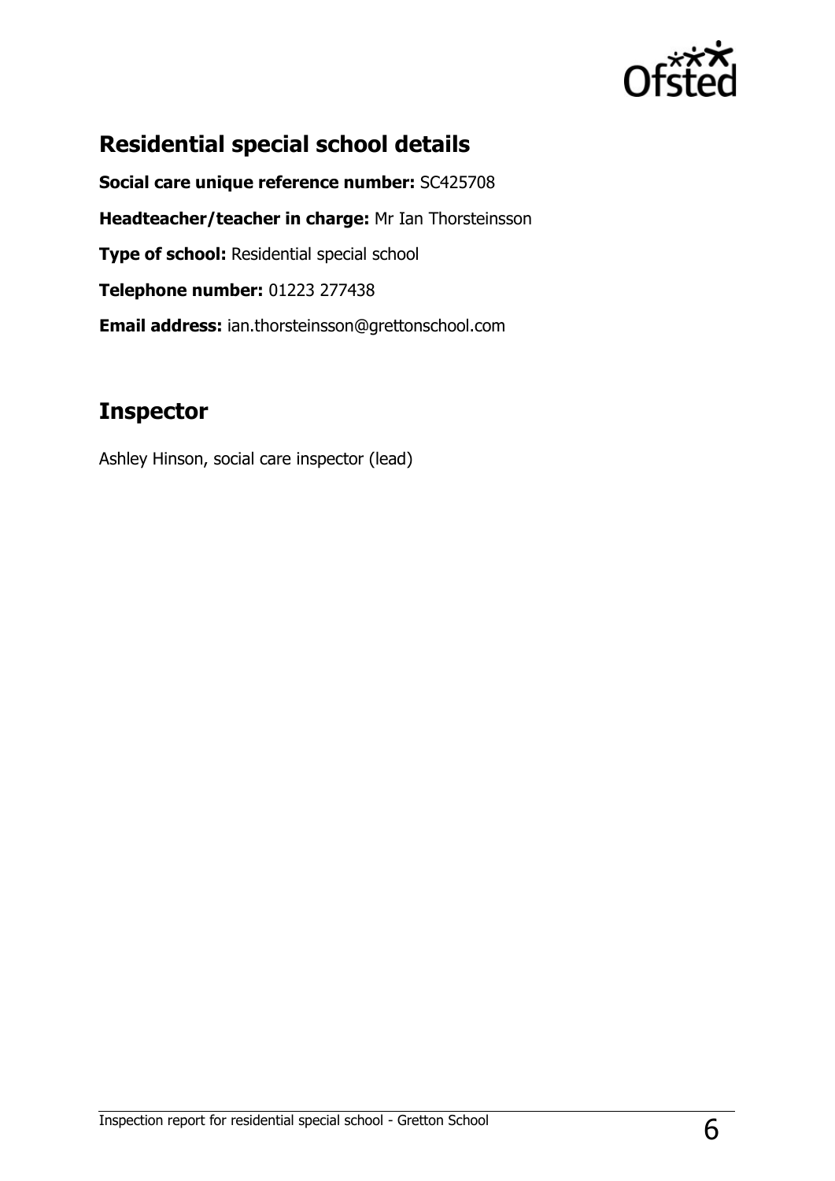## Residential special school details

**Social care unique reference number:** SC425708

**Headteacher/teacher in charge:** Mr Ian Thorsteinsson

**Type of school:** Residential special school

**Telephone number:** 01223 277438

**Email address:** ian.thorsteinsson@grettonschool.com

## Inspector

Ashley Hinson, social care inspector (lead)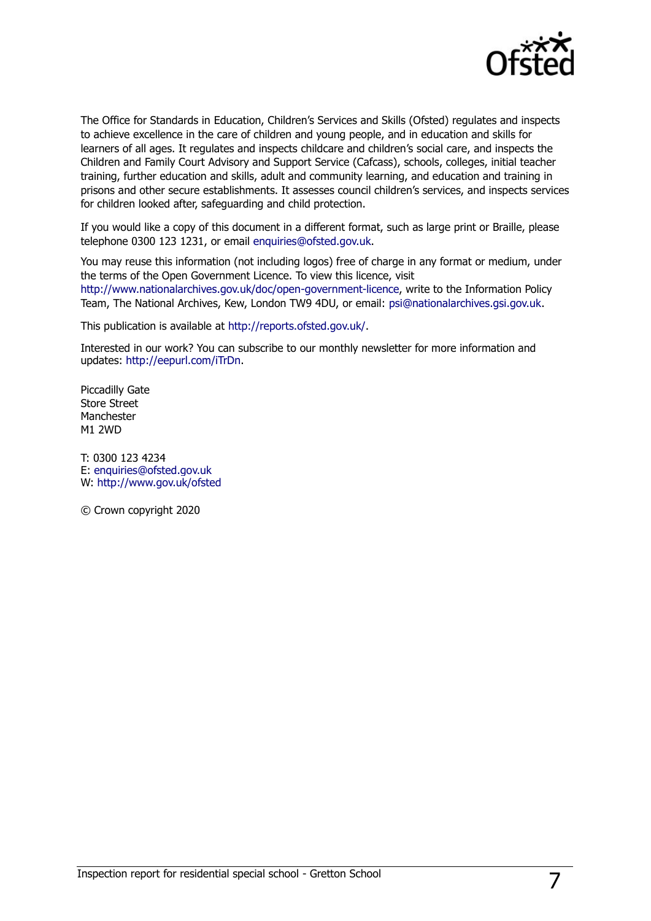The Office for Standards in Education, Children's Services and Skills (Ofsted) regulates and inspects to achieve excellence in the care of children and young people, and in education and skills for learners of all ages. It regulates and inspects childcare and children's social care, and inspects the Children and Family Court Advisory and Support Service (Cafcass), schools, colleges, initial teacher training, further education and skills, adult and community learning, and education and training in prisons and other secure establishments. It assesses council children's services, and inspects services for children looked after, safeguarding and child protection.

If you would like a copy of this document in a different format, such as large print or Braille, please telephone 0300 123 1231, or email enquiries@ofsted.gov.uk.

You may reuse this information (not including logos) free of charge in any format or medium, under the terms of the Open Government Licence. To view this licence, visit http://www.nationalarchives.gov.uk/doc/open-government-licence, write to the Information Policy Team, The National Archives, Kew, London TW9 4DU, or email: psi@nationalarchives.gsi.gov.uk.

This publication is available at http://reports.ofsted.gov.uk/.

Interested in our work? You can subscribe to our monthly newsletter for more information and updates: http://eepurl.com/iTrDn.

Piccadilly Gate
Store Street
Manchester
M1 2WD

T: 0300 123 4234
E: enquiries@ofsted.gov.uk
W: http://www.gov.uk/ofsted

© Crown copyright 2020